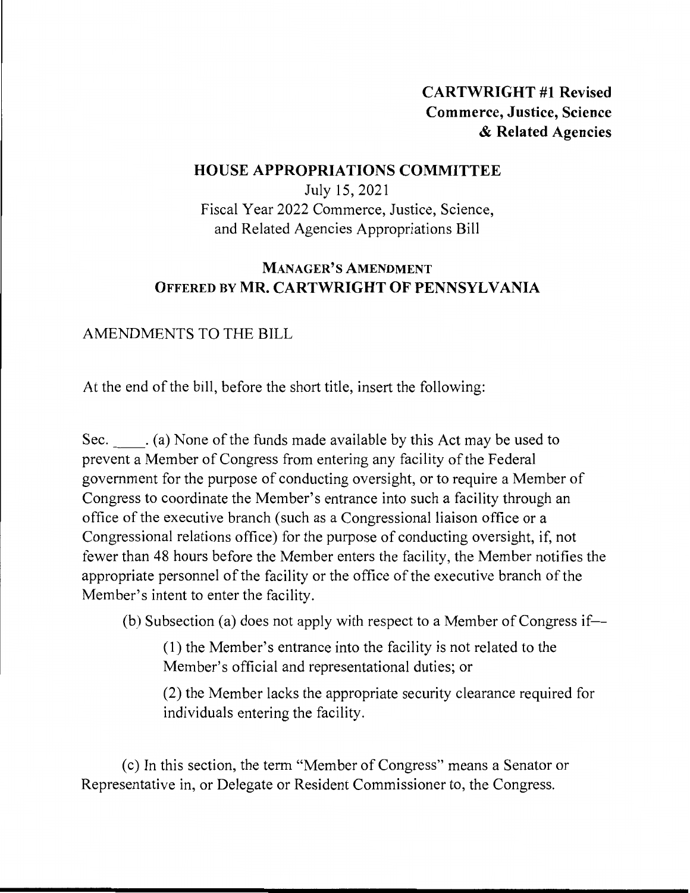**CARTWRIGHT #1 Revised**
**Commerce, Justice, Science**
**& Related Agencies**

## HOUSE APPROPRIATIONS COMMITTEE

July 15, 2021
Fiscal Year 2022 Commerce, Justice, Science,
and Related Agencies Appropriations Bill

### MANAGER'S AMENDMENT
### OFFERED BY MR. CARTWRIGHT OF PENNSYLVANIA

AMENDMENTS TO THE BILL

At the end of the bill, before the short title, insert the following:

Sec. \_\_\_\_. (a) None of the funds made available by this Act may be used to prevent a Member of Congress from entering any facility of the Federal government for the purpose of conducting oversight, or to require a Member of Congress to coordinate the Member's entrance into such a facility through an office of the executive branch (such as a Congressional liaison office or a Congressional relations office) for the purpose of conducting oversight, if, not fewer than 48 hours before the Member enters the facility, the Member notifies the appropriate personnel of the facility or the office of the executive branch of the Member's intent to enter the facility.

(b) Subsection (a) does not apply with respect to a Member of Congress if—

(1) the Member's entrance into the facility is not related to the Member's official and representational duties; or

(2) the Member lacks the appropriate security clearance required for individuals entering the facility.

(c) In this section, the term "Member of Congress" means a Senator or Representative in, or Delegate or Resident Commissioner to, the Congress.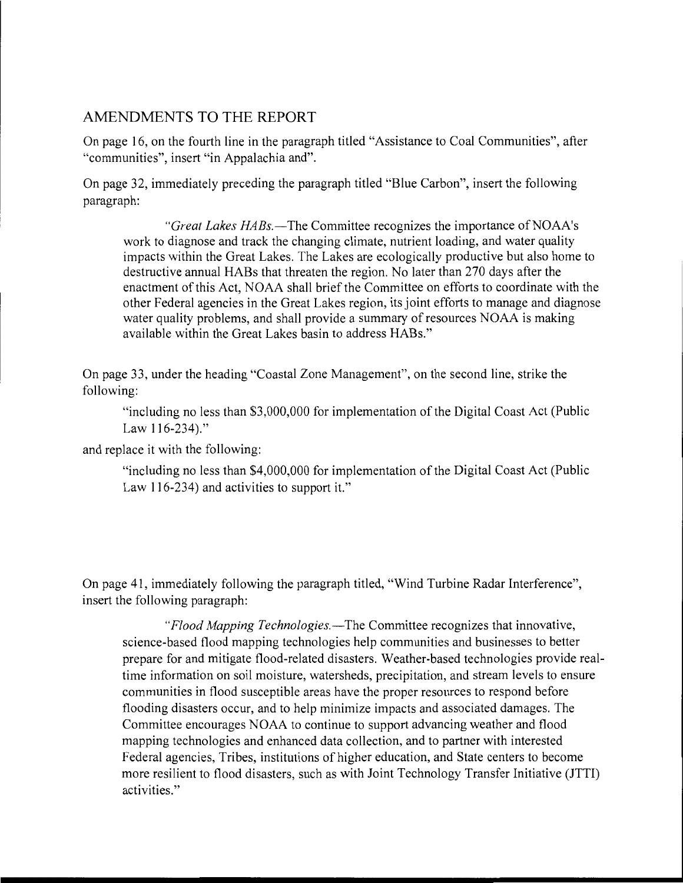## AMENDMENTS TO THE REPORT

On page 16, on the fourth line in the paragraph titled "Assistance to Coal Communities", after "communities", insert "in Appalachia and".

On page 32, immediately preceding the paragraph titled "Blue Carbon", insert the following paragraph:

> "*Great Lakes HABs.*—The Committee recognizes the importance of NOAA's work to diagnose and track the changing climate, nutrient loading, and water quality impacts within the Great Lakes. The Lakes are ecologically productive but also home to destructive annual HABs that threaten the region. No later than 270 days after the enactment of this Act, NOAA shall brief the Committee on efforts to coordinate with the other Federal agencies in the Great Lakes region, its joint efforts to manage and diagnose water quality problems, and shall provide a summary of resources NOAA is making available within the Great Lakes basin to address HABs."

On page 33, under the heading "Coastal Zone Management", on the second line, strike the following:

> "including no less than $3,000,000 for implementation of the Digital Coast Act (Public Law 116-234)."

and replace it with the following:

> "including no less than $4,000,000 for implementation of the Digital Coast Act (Public Law 116-234) and activities to support it."

On page 41, immediately following the paragraph titled, "Wind Turbine Radar Interference", insert the following paragraph:

> "*Flood Mapping Technologies.*—The Committee recognizes that innovative, science-based flood mapping technologies help communities and businesses to better prepare for and mitigate flood-related disasters. Weather-based technologies provide real-time information on soil moisture, watersheds, precipitation, and stream levels to ensure communities in flood susceptible areas have the proper resources to respond before flooding disasters occur, and to help minimize impacts and associated damages. The Committee encourages NOAA to continue to support advancing weather and flood mapping technologies and enhanced data collection, and to partner with interested Federal agencies, Tribes, institutions of higher education, and State centers to become more resilient to flood disasters, such as with Joint Technology Transfer Initiative (JTTI) activities."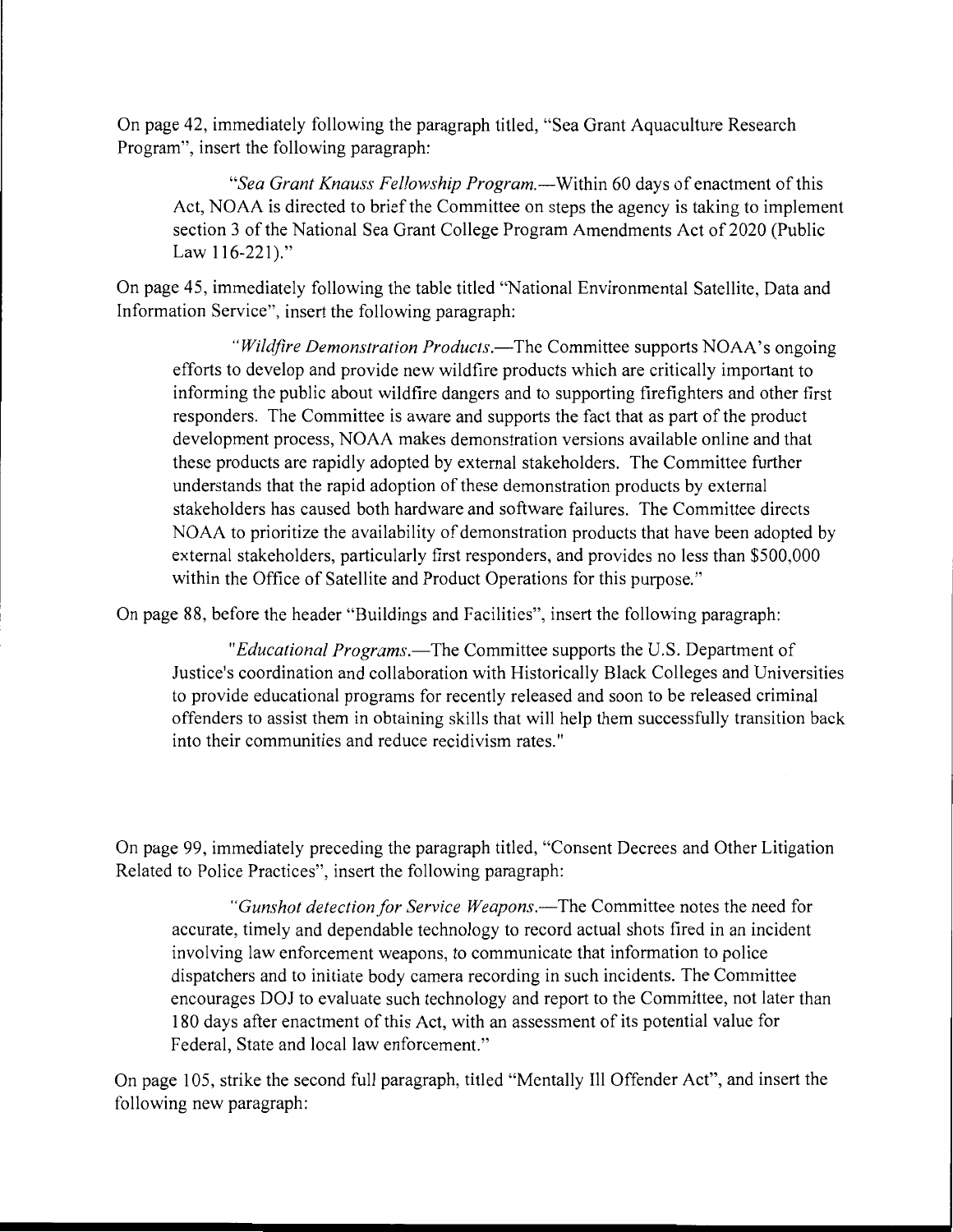On page 42, immediately following the paragraph titled, "Sea Grant Aquaculture Research Program", insert the following paragraph:

> "*Sea Grant Knauss Fellowship Program.*—Within 60 days of enactment of this Act, NOAA is directed to brief the Committee on steps the agency is taking to implement section 3 of the National Sea Grant College Program Amendments Act of 2020 (Public Law 116-221)."

On page 45, immediately following the table titled "National Environmental Satellite, Data and Information Service", insert the following paragraph:

> "*Wildfire Demonstration Products.*—The Committee supports NOAA's ongoing efforts to develop and provide new wildfire products which are critically important to informing the public about wildfire dangers and to supporting firefighters and other first responders. The Committee is aware and supports the fact that as part of the product development process, NOAA makes demonstration versions available online and that these products are rapidly adopted by external stakeholders. The Committee further understands that the rapid adoption of these demonstration products by external stakeholders has caused both hardware and software failures. The Committee directs NOAA to prioritize the availability of demonstration products that have been adopted by external stakeholders, particularly first responders, and provides no less than $500,000 within the Office of Satellite and Product Operations for this purpose."

On page 88, before the header "Buildings and Facilities", insert the following paragraph:

> "*Educational Programs.*—The Committee supports the U.S. Department of Justice's coordination and collaboration with Historically Black Colleges and Universities to provide educational programs for recently released and soon to be released criminal offenders to assist them in obtaining skills that will help them successfully transition back into their communities and reduce recidivism rates."

On page 99, immediately preceding the paragraph titled, "Consent Decrees and Other Litigation Related to Police Practices", insert the following paragraph:

> "*Gunshot detection for Service Weapons.*—The Committee notes the need for accurate, timely and dependable technology to record actual shots fired in an incident involving law enforcement weapons, to communicate that information to police dispatchers and to initiate body camera recording in such incidents. The Committee encourages DOJ to evaluate such technology and report to the Committee, not later than 180 days after enactment of this Act, with an assessment of its potential value for Federal, State and local law enforcement."

On page 105, strike the second full paragraph, titled "Mentally Ill Offender Act", and insert the following new paragraph: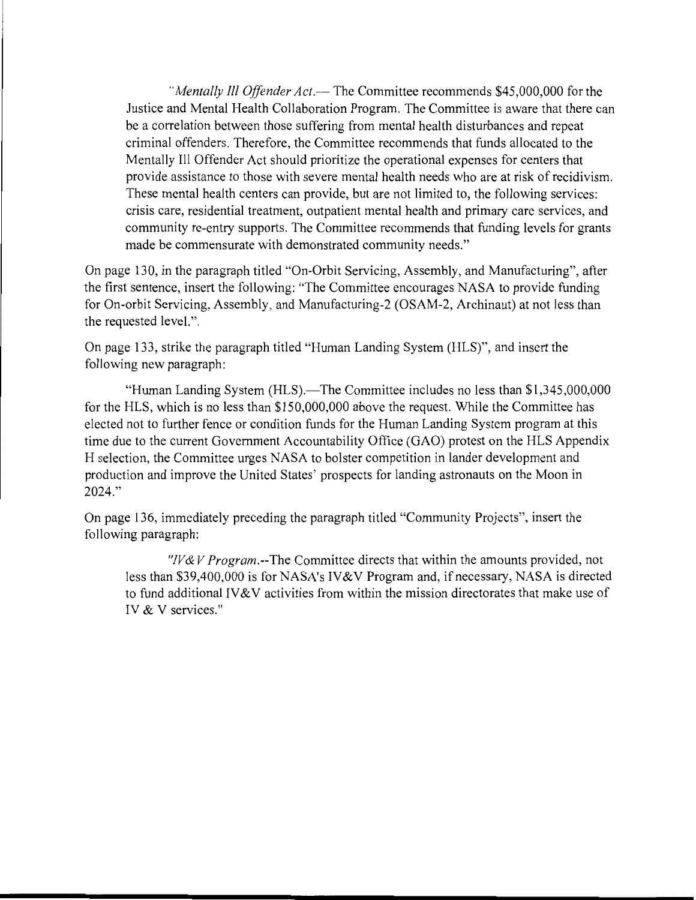"*Mentally Ill Offender Act.*— The Committee recommends $45,000,000 for the Justice and Mental Health Collaboration Program. The Committee is aware that there can be a correlation between those suffering from mental health disturbances and repeat criminal offenders. Therefore, the Committee recommends that funds allocated to the Mentally Ill Offender Act should prioritize the operational expenses for centers that provide assistance to those with severe mental health needs who are at risk of recidivism. These mental health centers can provide, but are not limited to, the following services: crisis care, residential treatment, outpatient mental health and primary care services, and community re-entry supports. The Committee recommends that funding levels for grants made be commensurate with demonstrated community needs."

On page 130, in the paragraph titled "On-Orbit Servicing, Assembly, and Manufacturing", after the first sentence, insert the following: "The Committee encourages NASA to provide funding for On-orbit Servicing, Assembly, and Manufacturing-2 (OSAM-2, Archinaut) at not less than the requested level.".

On page 133, strike the paragraph titled "Human Landing System (HLS)", and insert the following new paragraph:

"Human Landing System (HLS).—The Committee includes no less than $1,345,000,000 for the HLS, which is no less than $150,000,000 above the request. While the Committee has elected not to further fence or condition funds for the Human Landing System program at this time due to the current Government Accountability Office (GAO) protest on the HLS Appendix H selection, the Committee urges NASA to bolster competition in lander development and production and improve the United States' prospects for landing astronauts on the Moon in 2024."

On page 136, immediately preceding the paragraph titled "Community Projects", insert the following paragraph:

"*IV&V Program.*--The Committee directs that within the amounts provided, not less than $39,400,000 is for NASA's IV&V Program and, if necessary, NASA is directed to fund additional IV&V activities from within the mission directorates that make use of IV & V services."